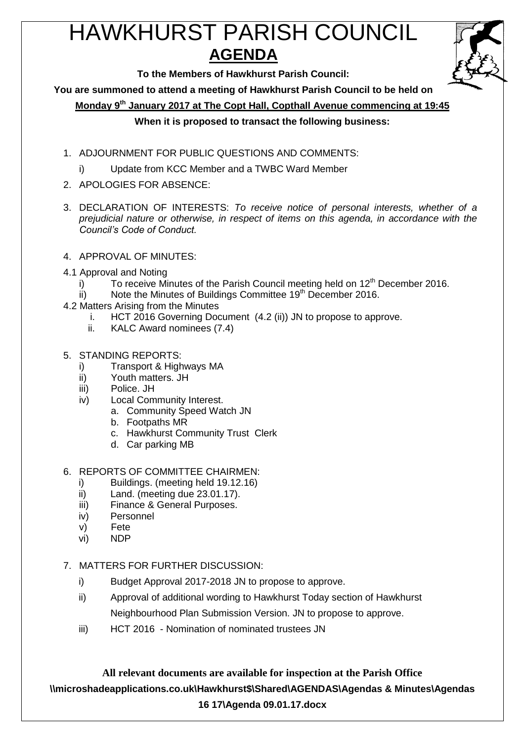# HAWKHURST PARISH COUNCIL

## AGENDA

**To the Members of Hawkhurst Parish Council:**

**You are summoned to attend a meeting of Hawkhurst Parish Council to be held on**

**Monday 9th January 2017 at The Copt Hall, Copthall Avenue commencing at 19:45**

**When it is proposed to transact the following business:**

1. ADJOURNMENT FOR PUBLIC QUESTIONS AND COMMENTS:
   - i) Update from KCC Member and a TWBC Ward Member
2. APOLOGIES FOR ABSENCE:
3. DECLARATION OF INTERESTS: *To receive notice of personal interests, whether of a prejudicial nature or otherwise, in respect of items on this agenda, in accordance with the Council's Code of Conduct.*
4. APPROVAL OF MINUTES:

4.1 Approval and Noting
   - i) To receive Minutes of the Parish Council meeting held on 12th December 2016.
   - ii) Note the Minutes of Buildings Committee 19th December 2016.

4.2 Matters Arising from the Minutes
   - i. HCT 2016 Governing Document (4.2 (ii)) JN to propose to approve.
   - ii. KALC Award nominees (7.4)

5. STANDING REPORTS:
   - i) Transport & Highways MA
   - ii) Youth matters. JH
   - iii) Police. JH
   - iv) Local Community Interest.
     - a. Community Speed Watch JN
     - b. Footpaths MR
     - c. Hawkhurst Community Trust Clerk
     - d. Car parking MB
6. REPORTS OF COMMITTEE CHAIRMEN:
   - i) Buildings. (meeting held 19.12.16)
   - ii) Land. (meeting due 23.01.17).
   - iii) Finance & General Purposes.
   - iv) Personnel
   - v) Fete
   - vi) NDP
7. MATTERS FOR FURTHER DISCUSSION:
   - i) Budget Approval 2017-2018 JN to propose to approve.
   - ii) Approval of additional wording to Hawkhurst Today section of Hawkhurst Neighbourhood Plan Submission Version. JN to propose to approve.
   - iii) HCT 2016 - Nomination of nominated trustees JN

**All relevant documents are available for inspection at the Parish Office**

**\\microshadeapplications.co.uk\Hawkhurst$\Shared\AGENDAS\Agendas & Minutes\Agendas 16 17\Agenda 09.01.17.docx**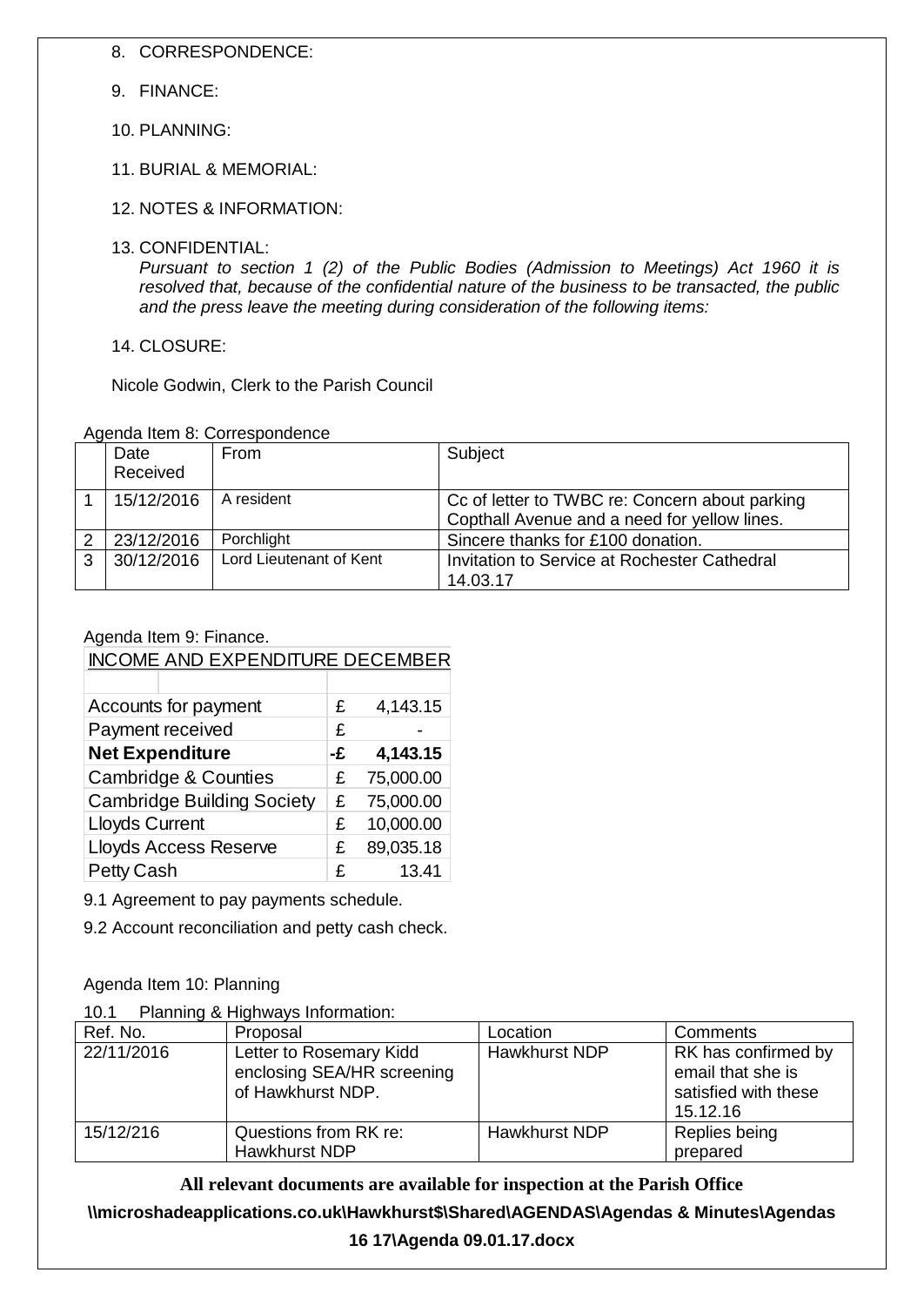8. CORRESPONDENCE:

9. FINANCE:

10. PLANNING:

11. BURIAL & MEMORIAL:

12. NOTES & INFORMATION:

13. CONFIDENTIAL:
    *Pursuant to section 1 (2) of the Public Bodies (Admission to Meetings) Act 1960 it is resolved that, because of the confidential nature of the business to be transacted, the public and the press leave the meeting during consideration of the following items:*

14. CLOSURE:

Nicole Godwin, Clerk to the Parish Council

Agenda Item 8: Correspondence

| | Date Received | From | Subject |
|---|---|---|---|
| 1 | 15/12/2016 | A resident | Cc of letter to TWBC re: Concern about parking Copthall Avenue and a need for yellow lines. |
| 2 | 23/12/2016 | Porchlight | Sincere thanks for £100 donation. |
| 3 | 30/12/2016 | Lord Lieutenant of Kent | Invitation to Service at Rochester Cathedral 14.03.17 |

Agenda Item 9: Finance.

| INCOME AND EXPENDITURE DECEMBER | | |
|---|---|---|
| Accounts for payment | £ | 4,143.15 |
| Payment received | £ | - |
| **Net Expenditure** | **-£** | **4,143.15** |
| Cambridge & Counties | £ | 75,000.00 |
| Cambridge Building Society | £ | 75,000.00 |
| Lloyds Current | £ | 10,000.00 |
| Lloyds Access Reserve | £ | 89,035.18 |
| Petty Cash | £ | 13.41 |

9.1 Agreement to pay payments schedule.

9.2 Account reconciliation and petty cash check.

Agenda Item 10: Planning

10.1 Planning & Highways Information:

| Ref. No. | Proposal | Location | Comments |
|---|---|---|---|
| 22/11/2016 | Letter to Rosemary Kidd enclosing SEA/HR screening of Hawkhurst NDP. | Hawkhurst NDP | RK has confirmed by email that she is satisfied with these 15.12.16 |
| 15/12/216 | Questions from RK re: Hawkhurst NDP | Hawkhurst NDP | Replies being prepared |

**All relevant documents are available for inspection at the Parish Office**

**\\microshadeapplications.co.uk\Hawkhurst$\Shared\AGENDAS\Agendas & Minutes\Agendas 16 17\Agenda 09.01.17.docx**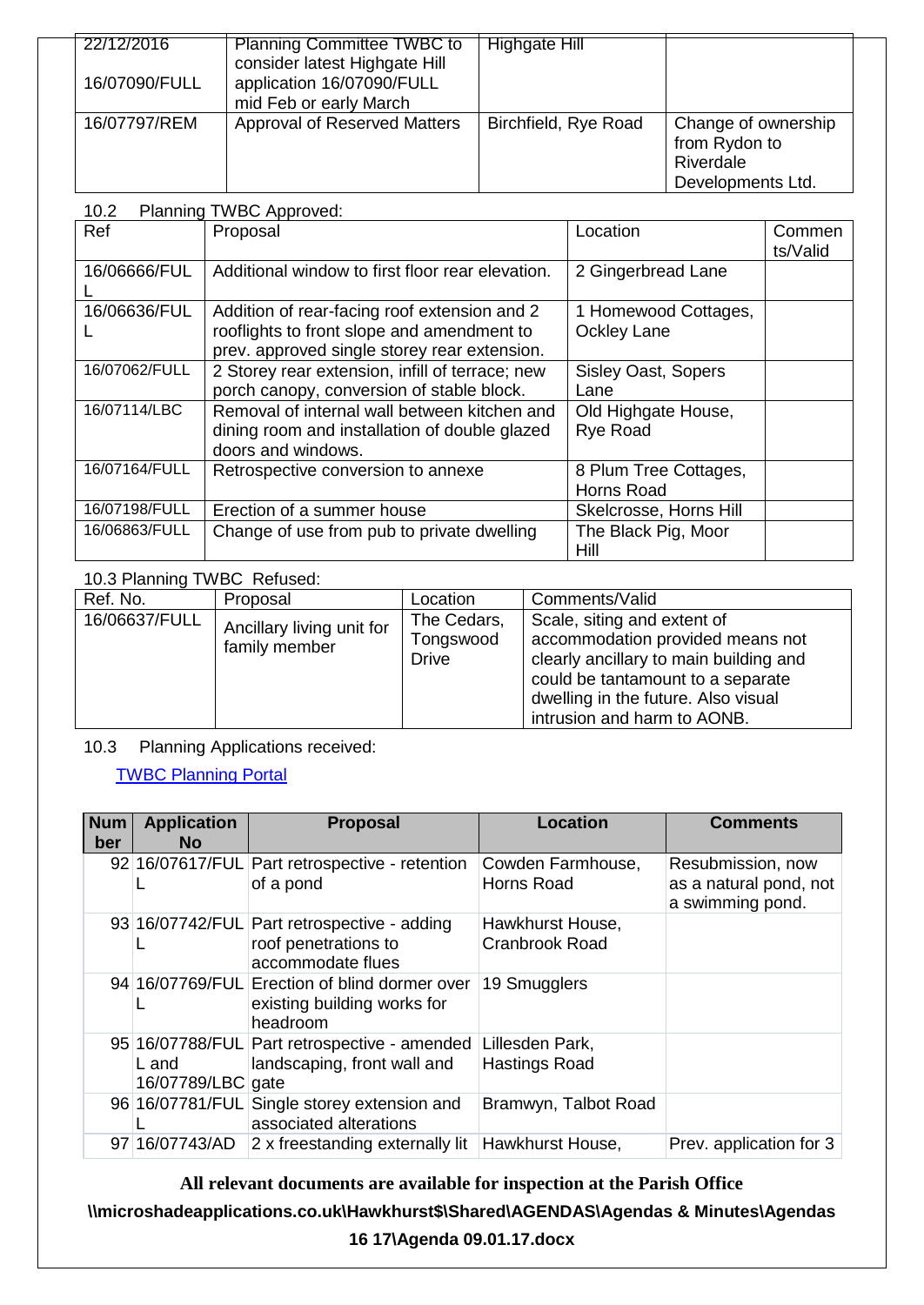| | | | |
|---|---|---|---|
| 22/12/2016<br><br>16/07090/FULL | Planning Committee TWBC to consider latest Highgate Hill application 16/07090/FULL mid Feb or early March | Highgate Hill | |
| 16/07797/REM | Approval of Reserved Matters | Birchfield, Rye Road | Change of ownership from Rydon to Riverdale Developments Ltd. |

10.2 Planning TWBC Approved:

| Ref | Proposal | Location | Comments/Valid |
|---|---|---|---|
| 16/06666/FULL | Additional window to first floor rear elevation. | 2 Gingerbread Lane | |
| 16/06636/FULL | Addition of rear-facing roof extension and 2 rooflights to front slope and amendment to prev. approved single storey rear extension. | 1 Homewood Cottages, Ockley Lane | |
| 16/07062/FULL | 2 Storey rear extension, infill of terrace; new porch canopy, conversion of stable block. | Sisley Oast, Sopers Lane | |
| 16/07114/LBC | Removal of internal wall between kitchen and dining room and installation of double glazed doors and windows. | Old Highgate House, Rye Road | |
| 16/07164/FULL | Retrospective conversion to annexe | 8 Plum Tree Cottages, Horns Road | |
| 16/07198/FULL | Erection of a summer house | Skelcrosse, Horns Hill | |
| 16/06863/FULL | Change of use from pub to private dwelling | The Black Pig, Moor Hill | |

10.3 Planning TWBC Refused:

| Ref. No. | Proposal | Location | Comments/Valid |
|---|---|---|---|
| 16/06637/FULL | Ancillary living unit for family member | The Cedars, Tongswood Drive | Scale, siting and extent of accommodation provided means not clearly ancillary to main building and could be tantamount to a separate dwelling in the future. Also visual intrusion and harm to AONB. |

10.3 Planning Applications received:

[TWBC Planning Portal]

| Number | Application No | Proposal | Location | Comments |
|---|---|---|---|---|
| 92 | 16/07617/FULL | Part retrospective - retention of a pond | Cowden Farmhouse, Horns Road | Resubmission, now as a natural pond, not a swimming pond. |
| 93 | 16/07742/FULL | Part retrospective - adding roof penetrations to accommodate flues | Hawkhurst House, Cranbrook Road | |
| 94 | 16/07769/FULL | Erection of blind dormer over existing building works for headroom | 19 Smugglers | |
| 95 | 16/07788/FULL and 16/07789/LBC | Part retrospective - amended landscaping, front wall and gate | Lillesden Park, Hastings Road | |
| 96 | 16/07781/FULL | Single storey extension and associated alterations | Bramwyn, Talbot Road | |
| 97 | 16/07743/AD | 2 x freestanding externally lit | Hawkhurst House, | Prev. application for 3 |

**All relevant documents are available for inspection at the Parish Office**

**\\microshadeapplications.co.uk\Hawkhurst$\Shared\AGENDAS\Agendas & Minutes\Agendas 16 17\Agenda 09.01.17.docx**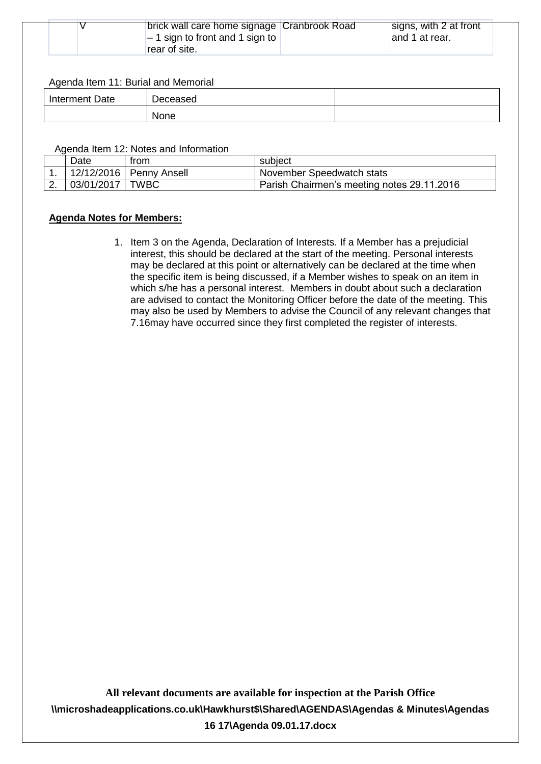| | | | | |
|---|---|---|---|---|
| | V | brick wall care home signage – 1 sign to front and 1 sign to rear of site. | Cranbrook Road | signs, with 2 at front and 1 at rear. |

Agenda Item 11: Burial and Memorial

| Interment Date | Deceased | |
|---|---|---|
| | None | |

Agenda Item 12: Notes and Information

| | Date | from | subject |
|---|---|---|---|
| 1. | 12/12/2016 | Penny Ansell | November Speedwatch stats |
| 2. | 03/01/2017 | TWBC | Parish Chairmen's meeting notes 29.11.2016 |

**Agenda Notes for Members:**

1. Item 3 on the Agenda, Declaration of Interests. If a Member has a prejudicial interest, this should be declared at the start of the meeting. Personal interests may be declared at this point or alternatively can be declared at the time when the specific item is being discussed, if a Member wishes to speak on an item in which s/he has a personal interest. Members in doubt about such a declaration are advised to contact the Monitoring Officer before the date of the meeting. This may also be used by Members to advise the Council of any relevant changes that 7.16may have occurred since they first completed the register of interests.

**All relevant documents are available for inspection at the Parish Office**
**\\microshadeapplications.co.uk\Hawkhurst$\Shared\AGENDAS\Agendas & Minutes\Agendas 16 17\Agenda 09.01.17.docx**